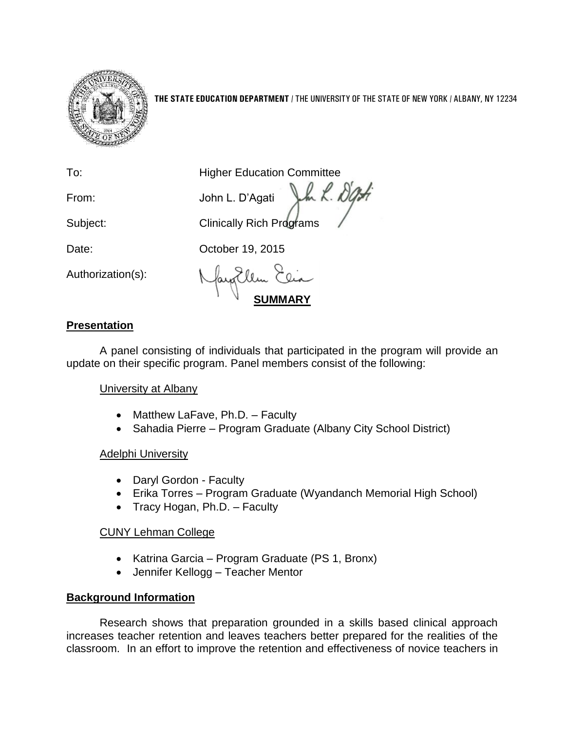**THE STATE EDUCATION DEPARTMENT** / THE UNIVERSITY OF THE STATE OF NEW YORK / ALBANY, NY 12234

To: Higher Education Committee

From: John L. D'Agati

Subject: Clinically Rich Programs

Date: October 19, 2015

Authorization(s):

## SUMMARY

### Presentation

A panel consisting of individuals that participated in the program will provide an update on their specific program. Panel members consist of the following:

University at Albany

- Matthew LaFave, Ph.D. – Faculty
- Sahadia Pierre – Program Graduate (Albany City School District)

Adelphi University

- Daryl Gordon - Faculty
- Erika Torres – Program Graduate (Wyandanch Memorial High School)
- Tracy Hogan, Ph.D. – Faculty

CUNY Lehman College

- Katrina Garcia – Program Graduate (PS 1, Bronx)
- Jennifer Kellogg – Teacher Mentor

### Background Information

Research shows that preparation grounded in a skills based clinical approach increases teacher retention and leaves teachers better prepared for the realities of the classroom. In an effort to improve the retention and effectiveness of novice teachers in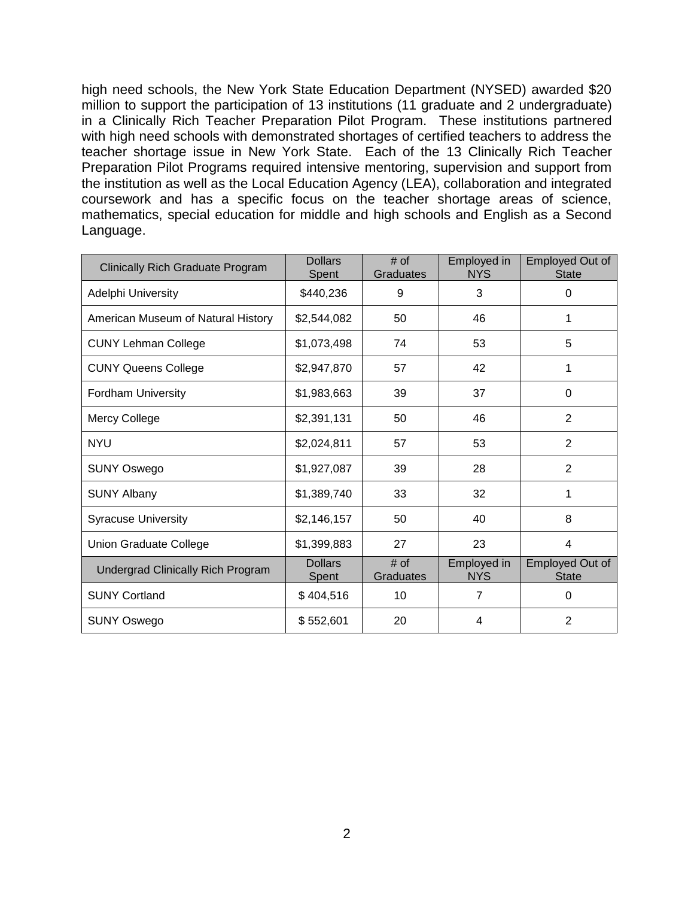high need schools, the New York State Education Department (NYSED) awarded $20 million to support the participation of 13 institutions (11 graduate and 2 undergraduate) in a Clinically Rich Teacher Preparation Pilot Program. These institutions partnered with high need schools with demonstrated shortages of certified teachers to address the teacher shortage issue in New York State. Each of the 13 Clinically Rich Teacher Preparation Pilot Programs required intensive mentoring, supervision and support from the institution as well as the Local Education Agency (LEA), collaboration and integrated coursework and has a specific focus on the teacher shortage areas of science, mathematics, special education for middle and high schools and English as a Second Language.

| Clinically Rich Graduate Program | Dollars Spent | # of Graduates | Employed in NYS | Employed Out of State |
|---|---|---|---|---|
| Adelphi University | $440,236 | 9 | 3 | 0 |
| American Museum of Natural History | $2,544,082 | 50 | 46 | 1 |
| CUNY Lehman College | $1,073,498 | 74 | 53 | 5 |
| CUNY Queens College | $2,947,870 | 57 | 42 | 1 |
| Fordham University | $1,983,663 | 39 | 37 | 0 |
| Mercy College | $2,391,131 | 50 | 46 | 2 |
| NYU | $2,024,811 | 57 | 53 | 2 |
| SUNY Oswego | $1,927,087 | 39 | 28 | 2 |
| SUNY Albany | $1,389,740 | 33 | 32 | 1 |
| Syracuse University | $2,146,157 | 50 | 40 | 8 |
| Union Graduate College | $1,399,883 | 27 | 23 | 4 |
| **Undergrad Clinically Rich Program** | **Dollars Spent** | **# of Graduates** | **Employed in NYS** | **Employed Out of State** |
| SUNY Cortland | $ 404,516 | 10 | 7 | 0 |
| SUNY Oswego | $ 552,601 | 20 | 4 | 2 |